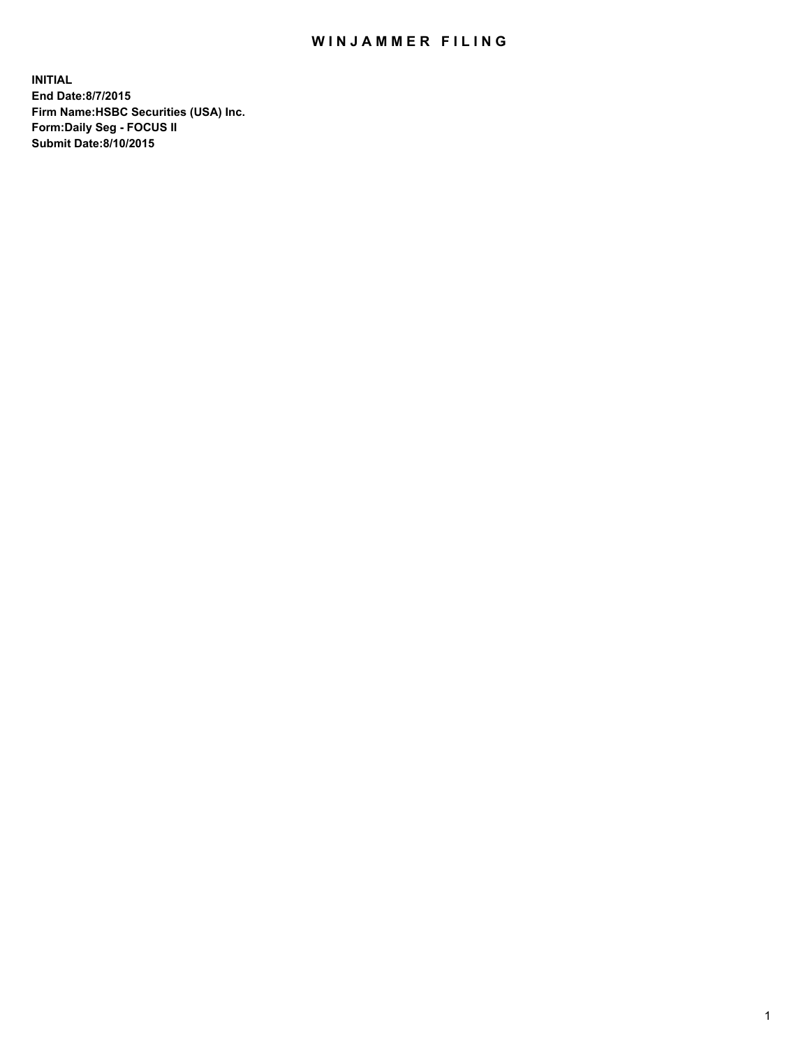# WINJAMMER FILING

**INITIAL**
**End Date:8/7/2015**
**Firm Name:HSBC Securities (USA) Inc.**
**Form:Daily Seg - FOCUS II**
**Submit Date:8/10/2015**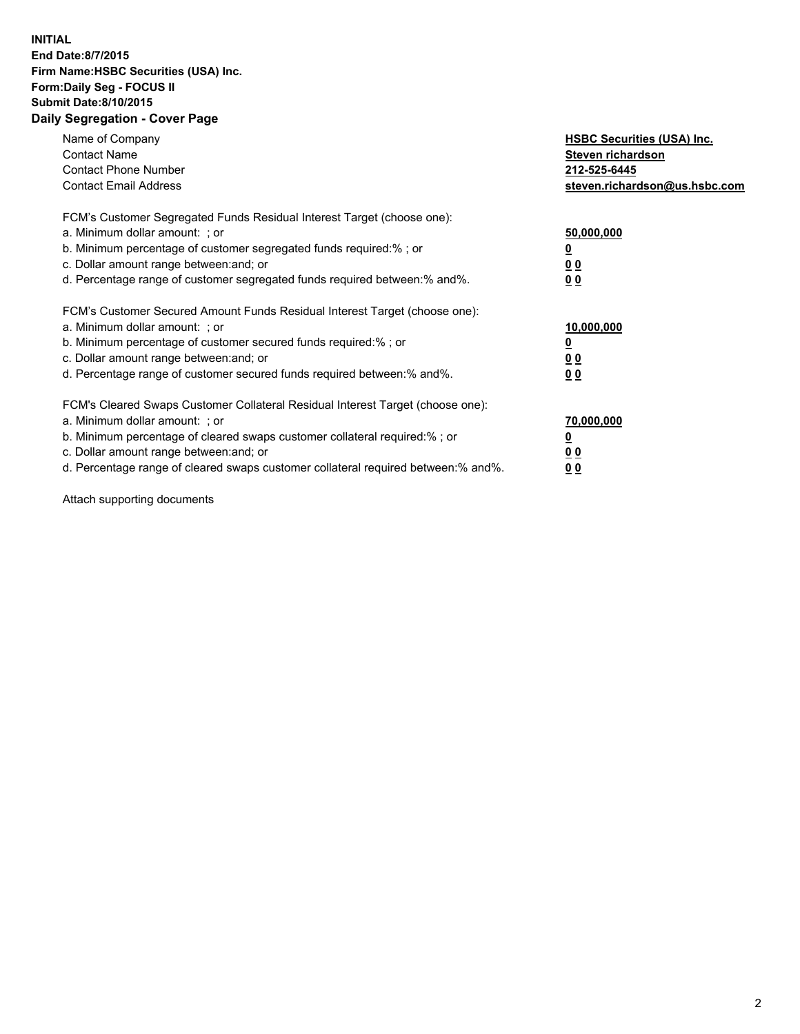**INITIAL**
**End Date:8/7/2015**
**Firm Name:HSBC Securities (USA) Inc.**
**Form:Daily Seg - FOCUS II**
**Submit Date:8/10/2015**

## Daily Segregation - Cover Page

| | |
|---|---|
| Name of Company | **HSBC Securities (USA) Inc.** |
| Contact Name | **Steven richardson** |
| Contact Phone Number | **212-525-6445** |
| Contact Email Address | **steven.richardson@us.hsbc.com** |

FCM's Customer Segregated Funds Residual Interest Target (choose one):

| | |
|---|---|
| a. Minimum dollar amount: ; or | **50,000,000** |
| b. Minimum percentage of customer segregated funds required:% ; or | **0** |
| c. Dollar amount range between:and; or | **0 0** |
| d. Percentage range of customer segregated funds required between:% and%. | **0 0** |

FCM's Customer Secured Amount Funds Residual Interest Target (choose one):

| | |
|---|---|
| a. Minimum dollar amount: ; or | **10,000,000** |
| b. Minimum percentage of customer secured funds required:% ; or | **0** |
| c. Dollar amount range between:and; or | **0 0** |
| d. Percentage range of customer secured funds required between:% and%. | **0 0** |

FCM's Cleared Swaps Customer Collateral Residual Interest Target (choose one):

| | |
|---|---|
| a. Minimum dollar amount: ; or | **70,000,000** |
| b. Minimum percentage of cleared swaps customer collateral required:% ; or | **0** |
| c. Dollar amount range between:and; or | **0 0** |
| d. Percentage range of cleared swaps customer collateral required between:% and%. | **0 0** |

Attach supporting documents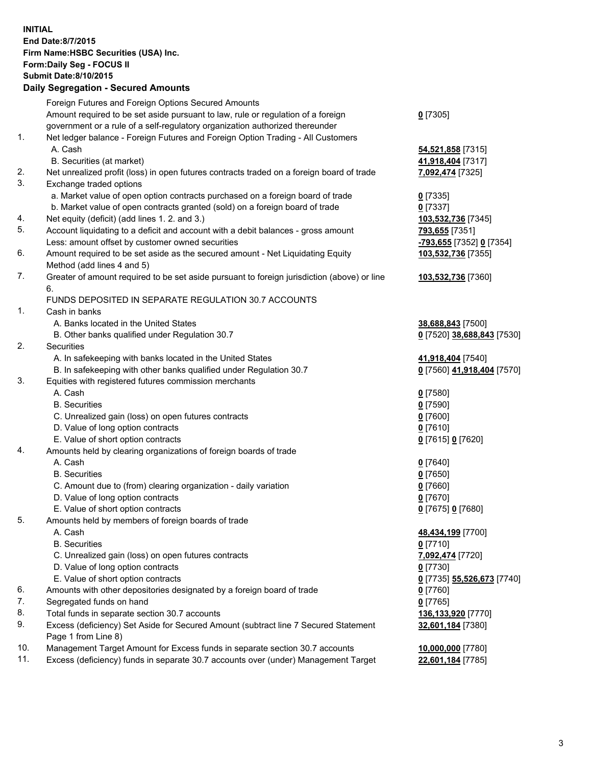**INITIAL**
**End Date:8/7/2015**
**Firm Name:HSBC Securities (USA) Inc.**
**Form:Daily Seg - FOCUS II**
**Submit Date:8/10/2015**

## Daily Segregation - Secured Amounts

| | | |
|---|---|---|
| | Foreign Futures and Foreign Options Secured Amounts | |
| | Amount required to be set aside pursuant to law, rule or regulation of a foreign government or a rule of a self-regulatory organization authorized thereunder | **0** [7305] |
| 1. | Net ledger balance - Foreign Futures and Foreign Option Trading - All Customers | |
| | A. Cash | **54,521,858** [7315] |
| | B. Securities (at market) | **41,918,404** [7317] |
| 2. | Net unrealized profit (loss) in open futures contracts traded on a foreign board of trade | **7,092,474** [7325] |
| 3. | Exchange traded options | |
| | a. Market value of open option contracts purchased on a foreign board of trade | **0** [7335] |
| | b. Market value of open contracts granted (sold) on a foreign board of trade | **0** [7337] |
| 4. | Net equity (deficit) (add lines 1. 2. and 3.) | **103,532,736** [7345] |
| 5. | Account liquidating to a deficit and account with a debit balances - gross amount | **793,655** [7351] |
| | Less: amount offset by customer owned securities | **-793,655** [7352] **0** [7354] |
| 6. | Amount required to be set aside as the secured amount - Net Liquidating Equity Method (add lines 4 and 5) | **103,532,736** [7355] |
| 7. | Greater of amount required to be set aside pursuant to foreign jurisdiction (above) or line 6. | **103,532,736** [7360] |
| | FUNDS DEPOSITED IN SEPARATE REGULATION 30.7 ACCOUNTS | |
| 1. | Cash in banks | |
| | A. Banks located in the United States | **38,688,843** [7500] |
| | B. Other banks qualified under Regulation 30.7 | **0** [7520] **38,688,843** [7530] |
| 2. | Securities | |
| | A. In safekeeping with banks located in the United States | **41,918,404** [7540] |
| | B. In safekeeping with other banks qualified under Regulation 30.7 | **0** [7560] **41,918,404** [7570] |
| 3. | Equities with registered futures commission merchants | |
| | A. Cash | **0** [7580] |
| | B. Securities | **0** [7590] |
| | C. Unrealized gain (loss) on open futures contracts | **0** [7600] |
| | D. Value of long option contracts | **0** [7610] |
| | E. Value of short option contracts | **0** [7615] **0** [7620] |
| 4. | Amounts held by clearing organizations of foreign boards of trade | |
| | A. Cash | **0** [7640] |
| | B. Securities | **0** [7650] |
| | C. Amount due to (from) clearing organization - daily variation | **0** [7660] |
| | D. Value of long option contracts | **0** [7670] |
| | E. Value of short option contracts | **0** [7675] **0** [7680] |
| 5. | Amounts held by members of foreign boards of trade | |
| | A. Cash | **48,434,199** [7700] |
| | B. Securities | **0** [7710] |
| | C. Unrealized gain (loss) on open futures contracts | **7,092,474** [7720] |
| | D. Value of long option contracts | **0** [7730] |
| | E. Value of short option contracts | **0** [7735] **55,526,673** [7740] |
| 6. | Amounts with other depositories designated by a foreign board of trade | **0** [7760] |
| 7. | Segregated funds on hand | **0** [7765] |
| 8. | Total funds in separate section 30.7 accounts | **136,133,920** [7770] |
| 9. | Excess (deficiency) Set Aside for Secured Amount (subtract line 7 Secured Statement Page 1 from Line 8) | **32,601,184** [7380] |
| 10. | Management Target Amount for Excess funds in separate section 30.7 accounts | **10,000,000** [7780] |
| 11. | Excess (deficiency) funds in separate 30.7 accounts over (under) Management Target | **22,601,184** [7785] |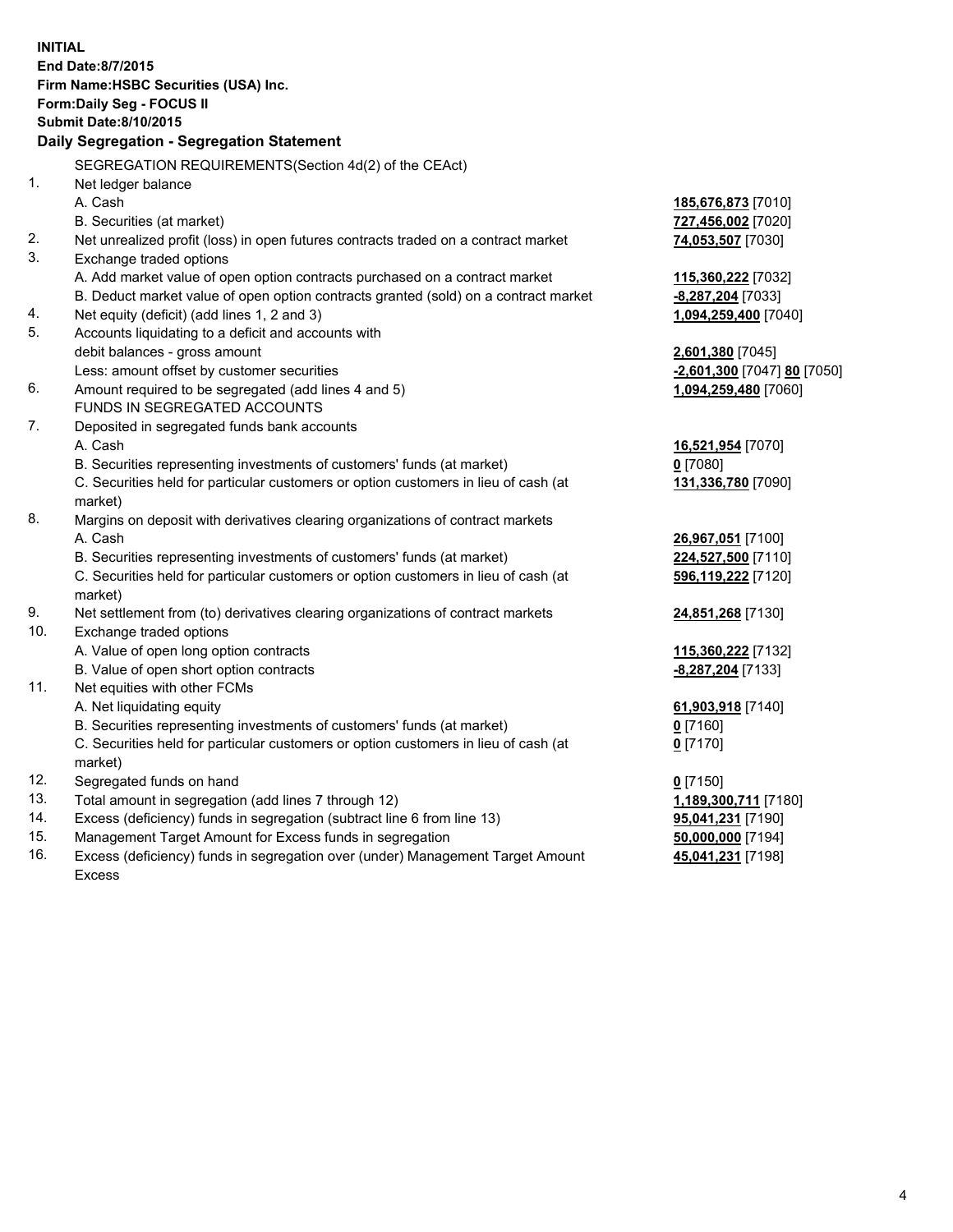**INITIAL**
**End Date:8/7/2015**
**Firm Name:HSBC Securities (USA) Inc.**
**Form:Daily Seg - FOCUS II**
**Submit Date:8/10/2015**

**Daily Segregation - Segregation Statement**

| | | |
|---|---|---|
| | SEGREGATION REQUIREMENTS(Section 4d(2) of the CEAct) | |
| 1. | Net ledger balance | |
| | A. Cash | **185,676,873** [7010] |
| | B. Securities (at market) | **727,456,002** [7020] |
| 2. | Net unrealized profit (loss) in open futures contracts traded on a contract market | **74,053,507** [7030] |
| 3. | Exchange traded options | |
| | A. Add market value of open option contracts purchased on a contract market | **115,360,222** [7032] |
| | B. Deduct market value of open option contracts granted (sold) on a contract market | **-8,287,204** [7033] |
| 4. | Net equity (deficit) (add lines 1, 2 and 3) | **1,094,259,400** [7040] |
| 5. | Accounts liquidating to a deficit and accounts with | |
| | debit balances - gross amount | **2,601,380** [7045] |
| | Less: amount offset by customer securities | **-2,601,300** [7047] **80** [7050] |
| 6. | Amount required to be segregated (add lines 4 and 5) | **1,094,259,480** [7060] |
| | FUNDS IN SEGREGATED ACCOUNTS | |
| 7. | Deposited in segregated funds bank accounts | |
| | A. Cash | **16,521,954** [7070] |
| | B. Securities representing investments of customers' funds (at market) | **0** [7080] |
| | C. Securities held for particular customers or option customers in lieu of cash (at market) | **131,336,780** [7090] |
| 8. | Margins on deposit with derivatives clearing organizations of contract markets | |
| | A. Cash | **26,967,051** [7100] |
| | B. Securities representing investments of customers' funds (at market) | **224,527,500** [7110] |
| | C. Securities held for particular customers or option customers in lieu of cash (at market) | **596,119,222** [7120] |
| 9. | Net settlement from (to) derivatives clearing organizations of contract markets | **24,851,268** [7130] |
| 10. | Exchange traded options | |
| | A. Value of open long option contracts | **115,360,222** [7132] |
| | B. Value of open short option contracts | **-8,287,204** [7133] |
| 11. | Net equities with other FCMs | |
| | A. Net liquidating equity | **61,903,918** [7140] |
| | B. Securities representing investments of customers' funds (at market) | **0** [7160] |
| | C. Securities held for particular customers or option customers in lieu of cash (at market) | **0** [7170] |
| 12. | Segregated funds on hand | **0** [7150] |
| 13. | Total amount in segregation (add lines 7 through 12) | **1,189,300,711** [7180] |
| 14. | Excess (deficiency) funds in segregation (subtract line 6 from line 13) | **95,041,231** [7190] |
| 15. | Management Target Amount for Excess funds in segregation | **50,000,000** [7194] |
| 16. | Excess (deficiency) funds in segregation over (under) Management Target Amount Excess | **45,041,231** [7198] |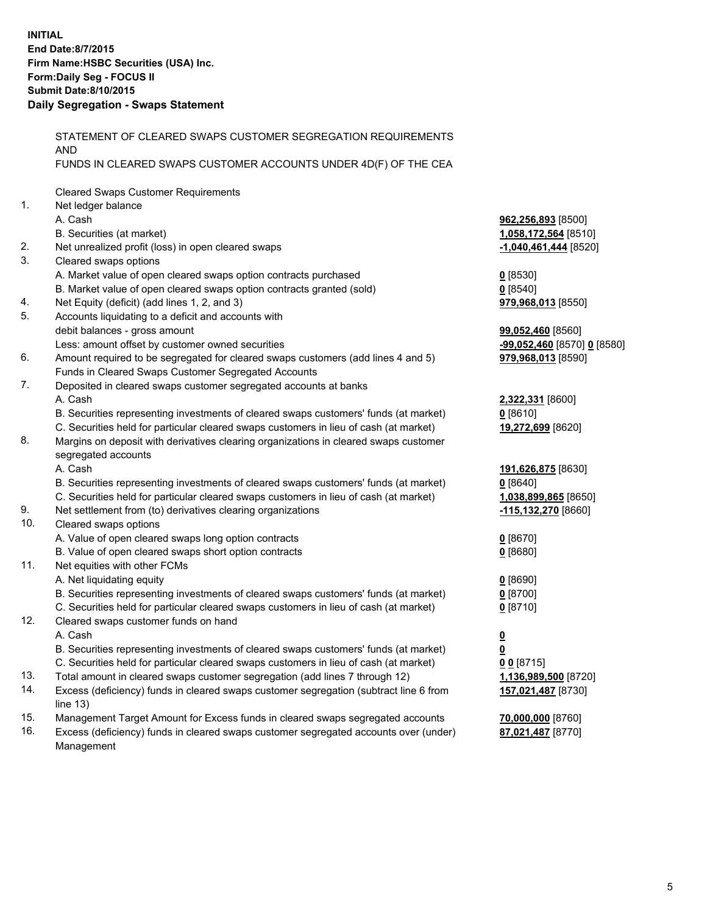**INITIAL**
**End Date:8/7/2015**
**Firm Name:HSBC Securities (USA) Inc.**
**Form:Daily Seg - FOCUS II**
**Submit Date:8/10/2015**
**Daily Segregation - Swaps Statement**

STATEMENT OF CLEARED SWAPS CUSTOMER SEGREGATION REQUIREMENTS AND FUNDS IN CLEARED SWAPS CUSTOMER ACCOUNTS UNDER 4D(F) OF THE CEA

| | | |
|---|---|---|
| | Cleared Swaps Customer Requirements | |
| 1. | Net ledger balance | |
| | A. Cash | 962,256,893 [8500] |
| | B. Securities (at market) | 1,058,172,564 [8510] |
| 2. | Net unrealized profit (loss) in open cleared swaps | -1,040,461,444 [8520] |
| 3. | Cleared swaps options | |
| | A. Market value of open cleared swaps option contracts purchased | 0 [8530] |
| | B. Market value of open cleared swaps option contracts granted (sold) | 0 [8540] |
| 4. | Net Equity (deficit) (add lines 1, 2, and 3) | 979,968,013 [8550] |
| 5. | Accounts liquidating to a deficit and accounts with debit balances - gross amount | 99,052,460 [8560] |
| | Less: amount offset by customer owned securities | -99,052,460 [8570] 0 [8580] |
| 6. | Amount required to be segregated for cleared swaps customers (add lines 4 and 5) | 979,968,013 [8590] |
| | Funds in Cleared Swaps Customer Segregated Accounts | |
| 7. | Deposited in cleared swaps customer segregated accounts at banks | |
| | A. Cash | 2,322,331 [8600] |
| | B. Securities representing investments of cleared swaps customers' funds (at market) | 0 [8610] |
| | C. Securities held for particular cleared swaps customers in lieu of cash (at market) | 19,272,699 [8620] |
| 8. | Margins on deposit with derivatives clearing organizations in cleared swaps customer segregated accounts | |
| | A. Cash | 191,626,875 [8630] |
| | B. Securities representing investments of cleared swaps customers' funds (at market) | 0 [8640] |
| | C. Securities held for particular cleared swaps customers in lieu of cash (at market) | 1,038,899,865 [8650] |
| 9. | Net settlement from (to) derivatives clearing organizations | -115,132,270 [8660] |
| 10. | Cleared swaps options | |
| | A. Value of open cleared swaps long option contracts | 0 [8670] |
| | B. Value of open cleared swaps short option contracts | 0 [8680] |
| 11. | Net equities with other FCMs | |
| | A. Net liquidating equity | 0 [8690] |
| | B. Securities representing investments of cleared swaps customers' funds (at market) | 0 [8700] |
| | C. Securities held for particular cleared swaps customers in lieu of cash (at market) | 0 [8710] |
| 12. | Cleared swaps customer funds on hand | |
| | A. Cash | 0 |
| | B. Securities representing investments of cleared swaps customers' funds (at market) | 0 |
| | C. Securities held for particular cleared swaps customers in lieu of cash (at market) | 0 0 [8715] |
| 13. | Total amount in cleared swaps customer segregation (add lines 7 through 12) | 1,136,989,500 [8720] |
| 14. | Excess (deficiency) funds in cleared swaps customer segregation (subtract line 6 from line 13) | 157,021,487 [8730] |
| 15. | Management Target Amount for Excess funds in cleared swaps segregated accounts | 70,000,000 [8760] |
| 16. | Excess (deficiency) funds in cleared swaps customer segregated accounts over (under) Management | 87,021,487 [8770] |